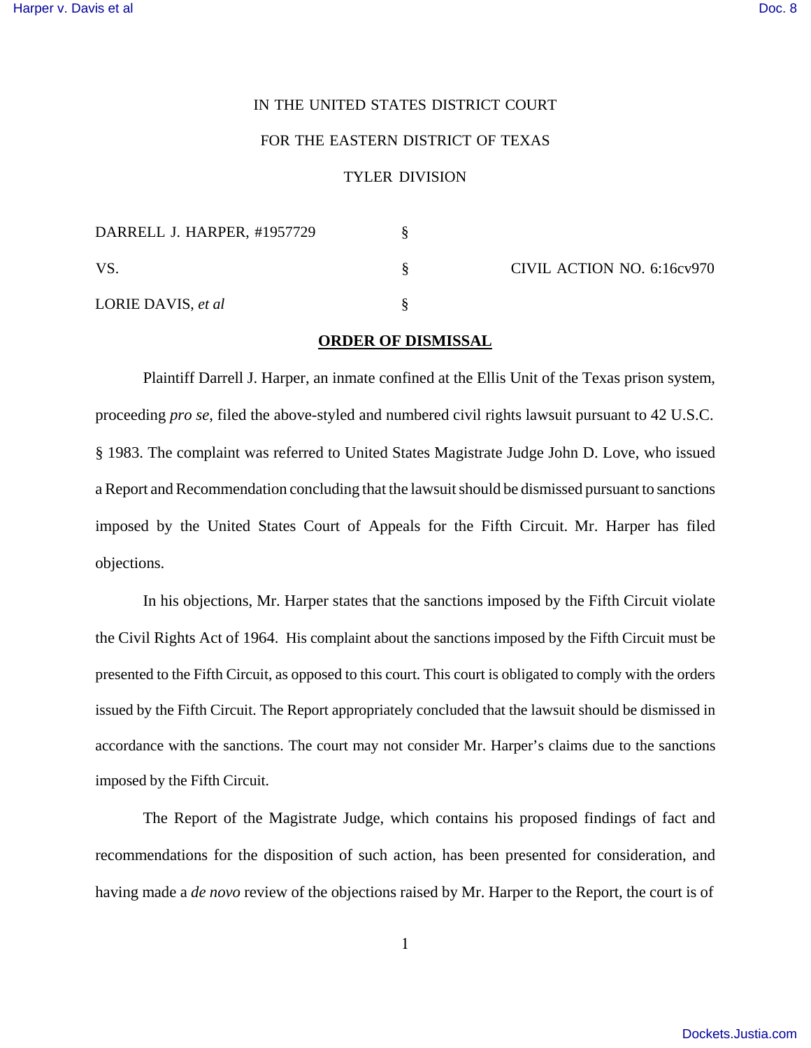IN THE UNITED STATES DISTRICT COURT

FOR THE EASTERN DISTRICT OF TEXAS

TYLER DIVISION

| | | |
|---|---|---|
| DARRELL J. HARPER, #1957729 | § | |
| VS. | § | CIVIL ACTION NO. 6:16cv970 |
| LORIE DAVIS, *et al* | § | |

**ORDER OF DISMISSAL**

Plaintiff Darrell J. Harper, an inmate confined at the Ellis Unit of the Texas prison system, proceeding *pro se*, filed the above-styled and numbered civil rights lawsuit pursuant to 42 U.S.C. § 1983. The complaint was referred to United States Magistrate Judge John D. Love, who issued a Report and Recommendation concluding that the lawsuit should be dismissed pursuant to sanctions imposed by the United States Court of Appeals for the Fifth Circuit. Mr. Harper has filed objections.

In his objections, Mr. Harper states that the sanctions imposed by the Fifth Circuit violate the Civil Rights Act of 1964. His complaint about the sanctions imposed by the Fifth Circuit must be presented to the Fifth Circuit, as opposed to this court. This court is obligated to comply with the orders issued by the Fifth Circuit. The Report appropriately concluded that the lawsuit should be dismissed in accordance with the sanctions. The court may not consider Mr. Harper's claims due to the sanctions imposed by the Fifth Circuit.

The Report of the Magistrate Judge, which contains his proposed findings of fact and recommendations for the disposition of such action, has been presented for consideration, and having made a *de novo* review of the objections raised by Mr. Harper to the Report, the court is of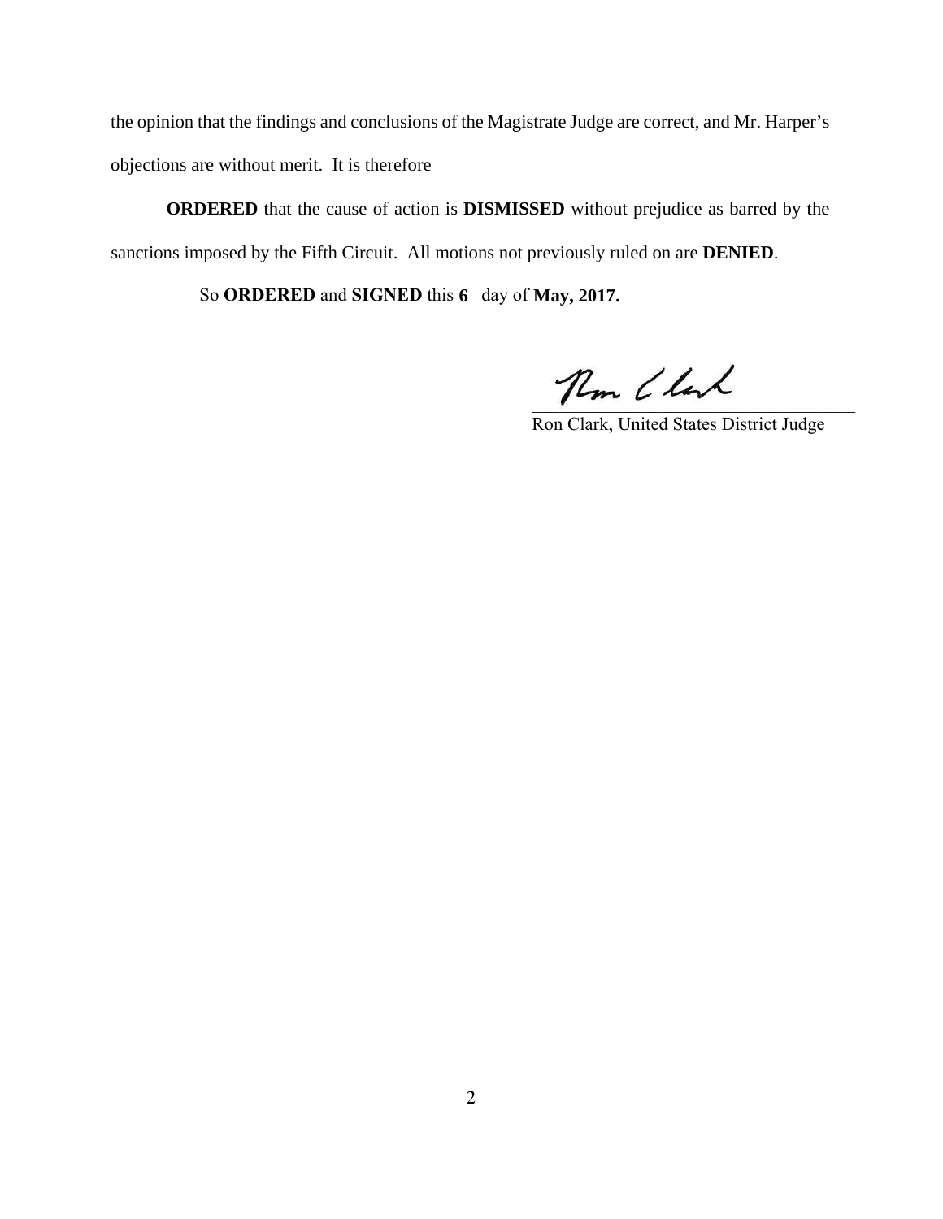the opinion that the findings and conclusions of the Magistrate Judge are correct, and Mr. Harper's objections are without merit. It is therefore

**ORDERED** that the cause of action is **DISMISSED** without prejudice as barred by the sanctions imposed by the Fifth Circuit. All motions not previously ruled on are **DENIED**.

So **ORDERED** and **SIGNED** this **6** day of **May, 2017.**

Ron Clark, United States District Judge